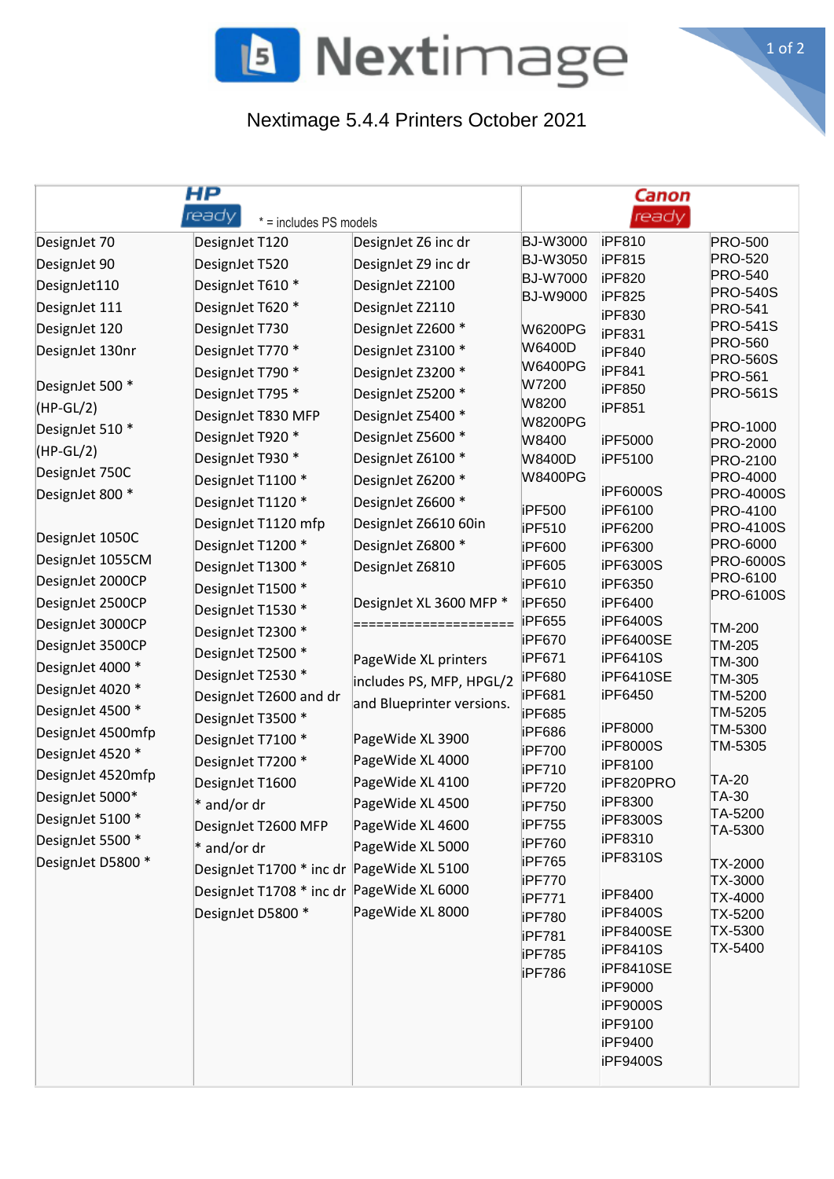# Nextimage

## Nextimage 5.4.4 Printers October 2021

| HP ready * = includes PS models | | | Canon ready | | |
|---|---|---|---|---|---|
| DesignJet 70 | DesignJet T120 | DesignJet Z6 inc dr | BJ-W3000 | iPF810 | PRO-500 |
| DesignJet 90 | DesignJet T520 | DesignJet Z9 inc dr | BJ-W3050 | iPF815 | PRO-520 |
| DesignJet110 | DesignJet T610 * | DesignJet Z2100 | BJ-W7000 | iPF820 | PRO-540 |
| DesignJet 111 | DesignJet T620 * | DesignJet Z2110 | BJ-W9000 | iPF825 | PRO-540S |
| DesignJet 120 | DesignJet T730 | DesignJet Z2600 * | | iPF830 | PRO-541 |
| DesignJet 130nr | DesignJet T770 * | DesignJet Z3100 * | W6200PG | iPF831 | PRO-541S |
| | DesignJet T790 * | DesignJet Z3200 * | W6400D | iPF840 | PRO-560 |
| DesignJet 500 * (HP-GL/2) | DesignJet T795 * | DesignJet Z5200 * | W6400PG | iPF841 | PRO-560S |
| DesignJet 510 * (HP-GL/2) | DesignJet T830 MFP | DesignJet Z5400 * | W7200 | iPF850 | PRO-561 |
| DesignJet 750C | DesignJet T920 * | DesignJet Z5600 * | W8200 | iPF851 | PRO-561S |
| DesignJet 800 * | DesignJet T930 * | DesignJet Z6100 * | W8200PG | | |
| | DesignJet T1100 * | DesignJet Z6200 * | W8400 | iPF5000 | PRO-1000 |
| DesignJet 1050C | DesignJet T1120 * | DesignJet Z6600 * | W8400D | iPF5100 | PRO-2000 |
| DesignJet 1055CM | DesignJet T1120 mfp | DesignJet Z6610 60in | W8400PG | | PRO-2100 |
| DesignJet 2000CP | DesignJet T1200 * | DesignJet Z6800 * | | iPF6000S | PRO-4000 |
| DesignJet 2500CP | DesignJet T1300 * | DesignJet Z6810 | iPF500 | iPF6100 | PRO-4000S |
| DesignJet 3000CP | DesignJet T1500 * | | iPF510 | iPF6200 | PRO-4100 |
| DesignJet 3500CP | DesignJet T1530 * | DesignJet XL 3600 MFP * | iPF600 | iPF6300 | PRO-4100S |
| DesignJet 4000 * | DesignJet T2300 * | ===================== | iPF605 | iPF6300S | PRO-6000 |
| DesignJet 4020 * | DesignJet T2500 * | | iPF610 | iPF6350 | PRO-6000S |
| DesignJet 4500 * | DesignJet T2530 * | PageWide XL printers includes PS, MFP, HPGL/2 and Blueprinter versions. | iPF650 | iPF6400 | PRO-6100 |
| DesignJet 4500mfp | DesignJet T2600 and dr | | iPF655 | iPF6400S | PRO-6100S |
| DesignJet 4520 * | DesignJet T3500 * | | iPF670 | iPF6400SE | |
| DesignJet 4520mfp | DesignJet T7100 * | PageWide XL 3900 | iPF671 | iPF6410S | TM-200 |
| DesignJet 5000* | DesignJet T7200 * | PageWide XL 4000 | iPF680 | iPF6410SE | TM-205 |
| DesignJet 5100 * | DesignJet T1600 * and/or dr | PageWide XL 4100 | iPF681 | iPF6450 | TM-300 |
| DesignJet 5500 * | DesignJet T2600 MFP * and/or dr | PageWide XL 4500 | iPF685 | | TM-305 |
| DesignJet D5800 * | DesignJet T1700 * inc dr | PageWide XL 4600 | iPF686 | iPF8000 | TM-5200 |
| | DesignJet T1708 * inc dr | PageWide XL 5000 | iPF700 | iPF8000S | TM-5205 |
| | DesignJet D5800 * | PageWide XL 5100 | iPF710 | iPF8100 | TM-5300 |
| | | PageWide XL 6000 | iPF720 | iPF820PRO | TM-5305 |
| | | PageWide XL 8000 | iPF750 | iPF8300 | |
| | | | iPF755 | iPF8300S | TA-20 |
| | | | iPF760 | iPF8310 | TA-30 |
| | | | iPF765 | iPF8310S | TA-5200 |
| | | | iPF770 | | TA-5300 |
| | | | iPF771 | iPF8400 | |
| | | | iPF780 | iPF8400S | TX-2000 |
| | | | iPF781 | iPF8400SE | TX-3000 |
| | | | iPF785 | iPF8410S | TX-4000 |
| | | | iPF786 | iPF8410SE | TX-5200 |
| | | | | iPF9000 | TX-5300 |
| | | | | iPF9000S | TX-5400 |
| | | | | iPF9100 | |
| | | | | iPF9400 | |
| | | | | iPF9400S | |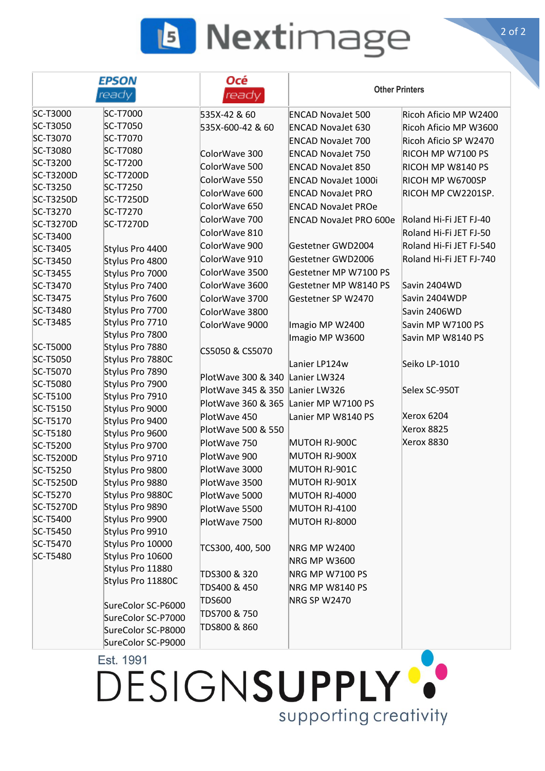# Nextimage

| EPSON ready | | Océ ready | Other Printers | |
|---|---|---|---|---|
| SC-T3000 | SC-T7000 | 535X-42 & 60 | ENCAD NovaJet 500 | Ricoh Aficio MP W2400 |
| SC-T3050 | SC-T7050 | 535X-600-42 & 60 | ENCAD NovaJet 630 | Ricoh Aficio MP W3600 |
| SC-T3070 | SC-T7070 | | ENCAD NovaJet 700 | Ricoh Aficio SP W2470 |
| SC-T3080 | SC-T7080 | ColorWave 300 | ENCAD NovaJet 750 | RICOH MP W7100 PS |
| SC-T3200 | SC-T7200 | ColorWave 500 | ENCAD NovaJet 850 | RICOH MP W8140 PS |
| SC-T3200D | SC-T7200D | ColorWave 550 | ENCAD NovaJet 1000i | RICOH MP W6700SP |
| SC-T3250 | SC-T7250 | ColorWave 600 | ENCAD NovaJet PRO | RICOH MP CW2201SP. |
| SC-T3250D | SC-T7250D | ColorWave 650 | ENCAD NovaJet PROe | |
| SC-T3270 | SC-T7270 | ColorWave 700 | ENCAD NovaJet PRO 600e | Roland Hi-Fi JET FJ-40 |
| SC-T3270D | SC-T7270D | ColorWave 810 | | Roland Hi-Fi JET FJ-50 |
| SC-T3400 | | ColorWave 900 | Gestetner GWD2004 | Roland Hi-Fi JET FJ-540 |
| SC-T3405 | Stylus Pro 4400 | ColorWave 910 | Gestetner GWD2006 | Roland Hi-Fi JET FJ-740 |
| SC-T3450 | Stylus Pro 4800 | ColorWave 3500 | Gestetner MP W7100 PS | |
| SC-T3455 | Stylus Pro 7000 | ColorWave 3600 | Gestetner MP W8140 PS | Savin 2404WD |
| SC-T3470 | Stylus Pro 7400 | ColorWave 3700 | Gestetner SP W2470 | Savin 2404WDP |
| SC-T3475 | Stylus Pro 7600 | ColorWave 3800 | | Savin 2406WD |
| SC-T3480 | Stylus Pro 7700 | ColorWave 9000 | Imagio MP W2400 | Savin MP W7100 PS |
| SC-T3485 | Stylus Pro 7710 | | Imagio MP W3600 | Savin MP W8140 PS |
| | Stylus Pro 7800 | CS5050 & CS5070 | | |
| SC-T5000 | Stylus Pro 7880 | | Lanier LP124w | Seiko LP-1010 |
| SC-T5050 | Stylus Pro 7880C | PlotWave 300 & 340 | Lanier LW324 | |
| SC-T5070 | Stylus Pro 7890 | PlotWave 345 & 350 | Lanier LW326 | Selex SC-950T |
| SC-T5080 | Stylus Pro 7900 | PlotWave 360 & 365 | Lanier MP W7100 PS | |
| SC-T5100 | Stylus Pro 7910 | PlotWave 450 | Lanier MP W8140 PS | Xerox 6204 |
| SC-T5150 | Stylus Pro 9000 | PlotWave 500 & 550 | | Xerox 8825 |
| SC-T5170 | Stylus Pro 9400 | PlotWave 750 | MUTOH RJ-900C | Xerox 8830 |
| SC-T5180 | Stylus Pro 9600 | PlotWave 900 | MUTOH RJ-900X | |
| SC-T5200 | Stylus Pro 9700 | PlotWave 3000 | MUTOH RJ-901C | |
| SC-T5200D | Stylus Pro 9710 | PlotWave 3500 | MUTOH RJ-901X | |
| SC-T5250 | Stylus Pro 9800 | PlotWave 5000 | MUTOH RJ-4000 | |
| SC-T5250D | Stylus Pro 9880 | PlotWave 5500 | MUTOH RJ-4100 | |
| SC-T5270 | Stylus Pro 9880C | PlotWave 7500 | MUTOH RJ-8000 | |
| SC-T5270D | Stylus Pro 9890 | | | |
| SC-T5400 | Stylus Pro 9900 | TCS300, 400, 500 | NRG MP W2400 | |
| SC-T5450 | Stylus Pro 9910 | | NRG MP W3600 | |
| SC-T5470 | Stylus Pro 10000 | TDS300 & 320 | NRG MP W7100 PS | |
| SC-T5480 | Stylus Pro 10600 | TDS400 & 450 | NRG MP W8140 PS | |
| | Stylus Pro 11880 | TDS600 | NRG SP W2470 | |
| | Stylus Pro 11880C | TDS700 & 750 | | |
| | | TDS800 & 860 | | |
| | SureColor SC-P6000 | | | |
| | SureColor SC-P7000 | | | |
| | SureColor SC-P8000 | | | |
| | SureColor SC-P9000 | | | |

Est. 1991

DESIGNSUPPLY

supporting creativity